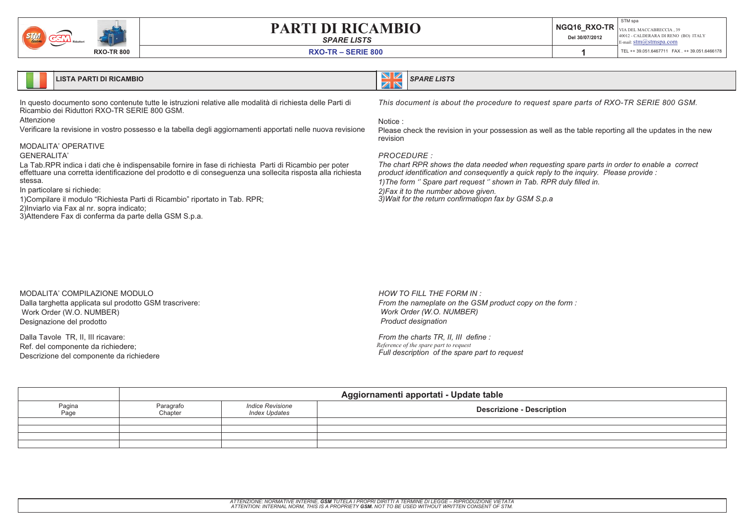# PARTI DI RICAMBIO

*SPARE LISTS*

**RXO-TR – SERIE 800**

RXO-TR 800

NGQ16_RXO-TR
Del 30/07/2012

STM spa
VIA DEL MACCABRECCIA , 39
40012 - CALDERARA DI RENO (BO) ITALY
E-mail: stm@stmspa.com
TEL ++ 39.051.6467711 FAX . ++ 39.051.6466178

## LISTA PARTI DI RICAMBIO

In questo documento sono contenute tutte le istruzioni relative alle modalità di richiesta delle Parti di Ricambio dei Riduttori RXO-TR SERIE 800 GSM.

Attenzione

Verificare la revisione in vostro possesso e la tabella degli aggiornamenti apportati nelle nuova revisione

MODALITA' OPERATIVE

GENERALITA'

La Tab.RPR indica i dati che è indispensabile fornire in fase di richiesta Parti di Ricambio per poter effettuare una corretta identificazione del prodotto e di conseguenza una sollecita risposta alla richiesta stessa.

In particolare si richiede:

1)Compilare il modulo "Richiesta Parti di Ricambio" riportato in Tab. RPR;
2)Inviarlo via Fax al nr. sopra indicato;
3)Attendere Fax di conferma da parte della GSM S.p.a.

MODALITA' COMPILAZIONE MODULO

Dalla targhetta applicata sul prodotto GSM trascrivere:

Work Order (W.O. NUMBER)
Designazione del prodotto

Dalla Tavole TR, II, III ricavare:

Ref. del componente da richiedere;
Descrizione del componente da richiedere

## *SPARE LISTS*

*This document is about the procedure to request spare parts of RXO-TR SERIE 800 GSM.*

Notice :

Please check the revision in your possession as well as the table reporting all the updates in the new revision

*PROCEDURE :*

*The chart RPR shows the data needed when requesting spare parts in order to enable a correct product identification and consequently a quick reply to the inquiry. Please provide :*

*1)The form '' Spare part request '' shown in Tab. RPR duly filled in.*
*2)Fax it to the number above given.*
*3)Wait for the return confirmatiopn fax by GSM S.p.a*

*HOW TO FILL THE FORM IN :*

*From the nameplate on the GSM product copy on the form :*

*Work Order (W.O. NUMBER)*
*Product designation*

*From the charts TR, II, III define :*

*Reference of the spare part to request*
*Full description of the spare part to request*

| | **Aggiornamenti apportati - Update table** | | |
|---|---|---|---|
| Pagina Page | Paragrafo Chapter | *Indice Revisione Index Updates* | **Descrizione - Description** |
| | | | |
| | | | |
| | | | |
| | | | |

*ATTENZIONE: NORMATIVE INTERNE, **GSM** TUTELA I PROPRI DIRITTI A TERMINE DI LEGGE – RIPRODUZIONE VIETATA*
*ATTENTION: INTERNAL NORM, THIS IS A PROPRIETY **GSM.** NOT TO BE USED WITHOUT WRITTEN CONSENT OF STM.*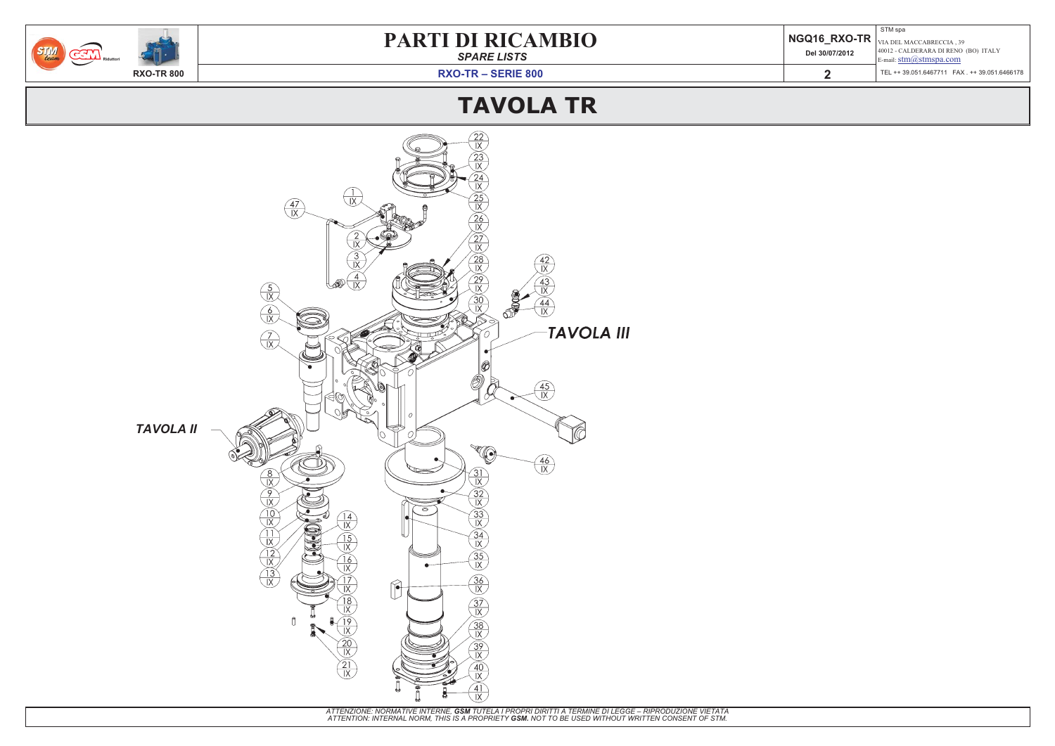# PARTI DI RICAMBIO

*SPARE LISTS*

**RXO-TR – SERIE 800**

# TAVOLA TR

*TAVOLA III*

*TAVOLA II*

1 IX, 2 IX, 3 IX, 4 IX, 5 IX, 6 IX, 7 IX, 8 IX, 9 IX, 10 IX, 11 IX, 12 IX, 13 IX, 14 IX, 15 IX, 16 IX, 17 IX, 18 IX, 19 IX, 20 IX, 21 IX, 22 IX, 23 IX, 24 IX, 25 IX, 26 IX, 27 IX, 28 IX, 29 IX, 30 IX, 31 IX, 32 IX, 33 IX, 34 IX, 35 IX, 36 IX, 37 IX, 38 IX, 39 IX, 40 IX, 41 IX, 42 IX, 43 IX, 44 IX, 45 IX, 46 IX, 47 IX

*ATTENZIONE: NORMATIVE INTERNE, **GSM** TUTELA I PROPRI DIRITTI A TERMINE DI LEGGE – RIPRODUZIONE VIETATA*
*ATTENTION: INTERNAL NORM, THIS IS A PROPRIETY **GSM**. NOT TO BE USED WITHOUT WRITTEN CONSENT OF STM.*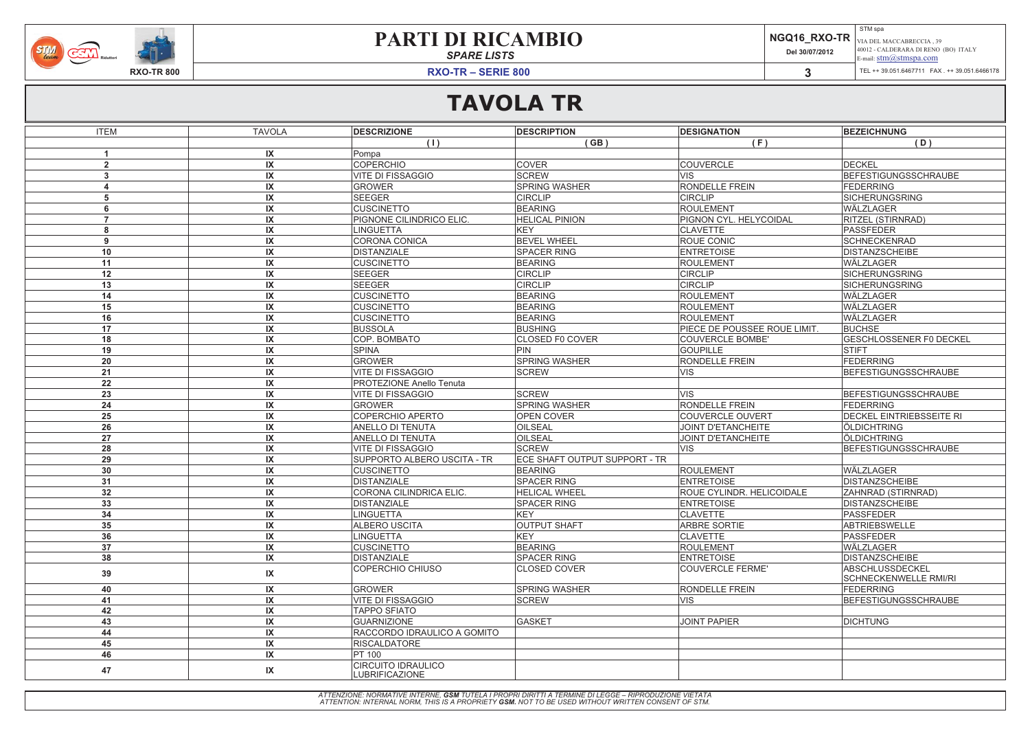# PARTI DI RICAMBIO

*SPARE LISTS*

**RXO-TR – SERIE 800**

NGQ16_RXO-TR Del 30/07/2012

STM spa
VIA DEL MACCABRECCIA , 39
40012 - CALDERARA DI RENO (BO) ITALY
E-mail: stm@stmspa.com
TEL ++ 39.051.6467711 FAX . ++ 39.051.6466178

RXO-TR 800

## TAVOLA TR

| ITEM | TAVOLA | DESCRIZIONE | DESCRIPTION | DESIGNATION | BEZEICHNUNG |
|---|---|---|---|---|---|
| | | ( I ) | ( GB ) | ( F ) | ( D ) |
| 1 | IX | Pompa | | | |
| 2 | IX | COPERCHIO | COVER | COUVERCLE | DECKEL |
| 3 | IX | VITE DI FISSAGGIO | SCREW | VIS | BEFESTIGUNGSSCHRAUBE |
| 4 | IX | GROWER | SPRING WASHER | RONDELLE FREIN | FEDERRING |
| 5 | IX | SEEGER | CIRCLIP | CIRCLIP | SICHERUNGSRING |
| 6 | IX | CUSCINETTO | BEARING | ROULEMENT | WÄLZLAGER |
| 7 | IX | PIGNONE CILINDRICO ELIC. | HELICAL PINION | PIGNON CYL. HELYCOIDAL | RITZEL (STIRNRAD) |
| 8 | IX | LINGUETTA | KEY | CLAVETTE | PASSFEDER |
| 9 | IX | CORONA CONICA | BEVEL WHEEL | ROUE CONIC | SCHNECKENRAD |
| 10 | IX | DISTANZIALE | SPACER RING | ENTRETOISE | DISTANZSCHEIBE |
| 11 | IX | CUSCINETTO | BEARING | ROULEMENT | WÄLZLAGER |
| 12 | IX | SEEGER | CIRCLIP | CIRCLIP | SICHERUNGSRING |
| 13 | IX | SEEGER | CIRCLIP | CIRCLIP | SICHERUNGSRING |
| 14 | IX | CUSCINETTO | BEARING | ROULEMENT | WÄLZLAGER |
| 15 | IX | CUSCINETTO | BEARING | ROULEMENT | WÄLZLAGER |
| 16 | IX | CUSCINETTO | BEARING | ROULEMENT | WÄLZLAGER |
| 17 | IX | BUSSOLA | BUSHING | PIECE DE POUSSEE ROUE LIMIT. | BUCHSE |
| 18 | IX | COP. BOMBATO | CLOSED F0 COVER | COUVERCLE BOMBE' | GESCHLOSSENER F0 DECKEL |
| 19 | IX | SPINA | PIN | GOUPILLE | STIFT |
| 20 | IX | GROWER | SPRING WASHER | RONDELLE FREIN | FEDERRING |
| 21 | IX | VITE DI FISSAGGIO | SCREW | VIS | BEFESTIGUNGSSCHRAUBE |
| 22 | IX | PROTEZIONE Anello Tenuta | | | |
| 23 | IX | VITE DI FISSAGGIO | SCREW | VIS | BEFESTIGUNGSSCHRAUBE |
| 24 | IX | GROWER | SPRING WASHER | RONDELLE FREIN | FEDERRING |
| 25 | IX | COPERCHIO APERTO | OPEN COVER | COUVERCLE OUVERT | DECKEL EINTRIEBSSEITE RI |
| 26 | IX | ANELLO DI TENUTA | OILSEAL | JOINT D'ETANCHEITE | ÖLDICHTRING |
| 27 | IX | ANELLO DI TENUTA | OILSEAL | JOINT D'ETANCHEITE | ÖLDICHTRING |
| 28 | IX | VITE DI FISSAGGIO | SCREW | VIS | BEFESTIGUNGSSCHRAUBE |
| 29 | IX | SUPPORTO ALBERO USCITA - TR | ECE SHAFT OUTPUT SUPPORT - TR | | |
| 30 | IX | CUSCINETTO | BEARING | ROULEMENT | WÄLZLAGER |
| 31 | IX | DISTANZIALE | SPACER RING | ENTRETOISE | DISTANZSCHEIBE |
| 32 | IX | CORONA CILINDRICA ELIC. | HELICAL WHEEL | ROUE CYLINDR. HELICOIDALE | ZAHNRAD (STIRNRAD) |
| 33 | IX | DISTANZIALE | SPACER RING | ENTRETOISE | DISTANZSCHEIBE |
| 34 | IX | LINGUETTA | KEY | CLAVETTE | PASSFEDER |
| 35 | IX | ALBERO USCITA | OUTPUT SHAFT | ARBRE SORTIE | ABTRIEBSWELLE |
| 36 | IX | LINGUETTA | KEY | CLAVETTE | PASSFEDER |
| 37 | IX | CUSCINETTO | BEARING | ROULEMENT | WÄLZLAGER |
| 38 | IX | DISTANZIALE | SPACER RING | ENTRETOISE | DISTANZSCHEIBE |
| 39 | IX | COPERCHIO CHIUSO | CLOSED COVER | COUVERCLE FERME' | ABSCHLUSSDECKEL SCHNECKENWELLE RMI/RI |
| 40 | IX | GROWER | SPRING WASHER | RONDELLE FREIN | FEDERRING |
| 41 | IX | VITE DI FISSAGGIO | SCREW | VIS | BEFESTIGUNGSSCHRAUBE |
| 42 | IX | TAPPO SFIATO | | | |
| 43 | IX | GUARNIZIONE | GASKET | JOINT PAPIER | DICHTUNG |
| 44 | IX | RACCORDO IDRAULICO A GOMITO | | | |
| 45 | IX | RISCALDATORE | | | |
| 46 | IX | PT 100 | | | |
| 47 | IX | CIRCUITO IDRAULICO LUBRIFICAZIONE | | | |

*ATTENZIONE: NORMATIVE INTERNE, **GSM** TUTELA I PROPRI DIRITTI A TERMINE DI LEGGE – RIPRODUZIONE VIETATA*
*ATTENTION: INTERNAL NORM, THIS IS A PROPRIETY **GSM.** NOT TO BE USED WITHOUT WRITTEN CONSENT OF STM.*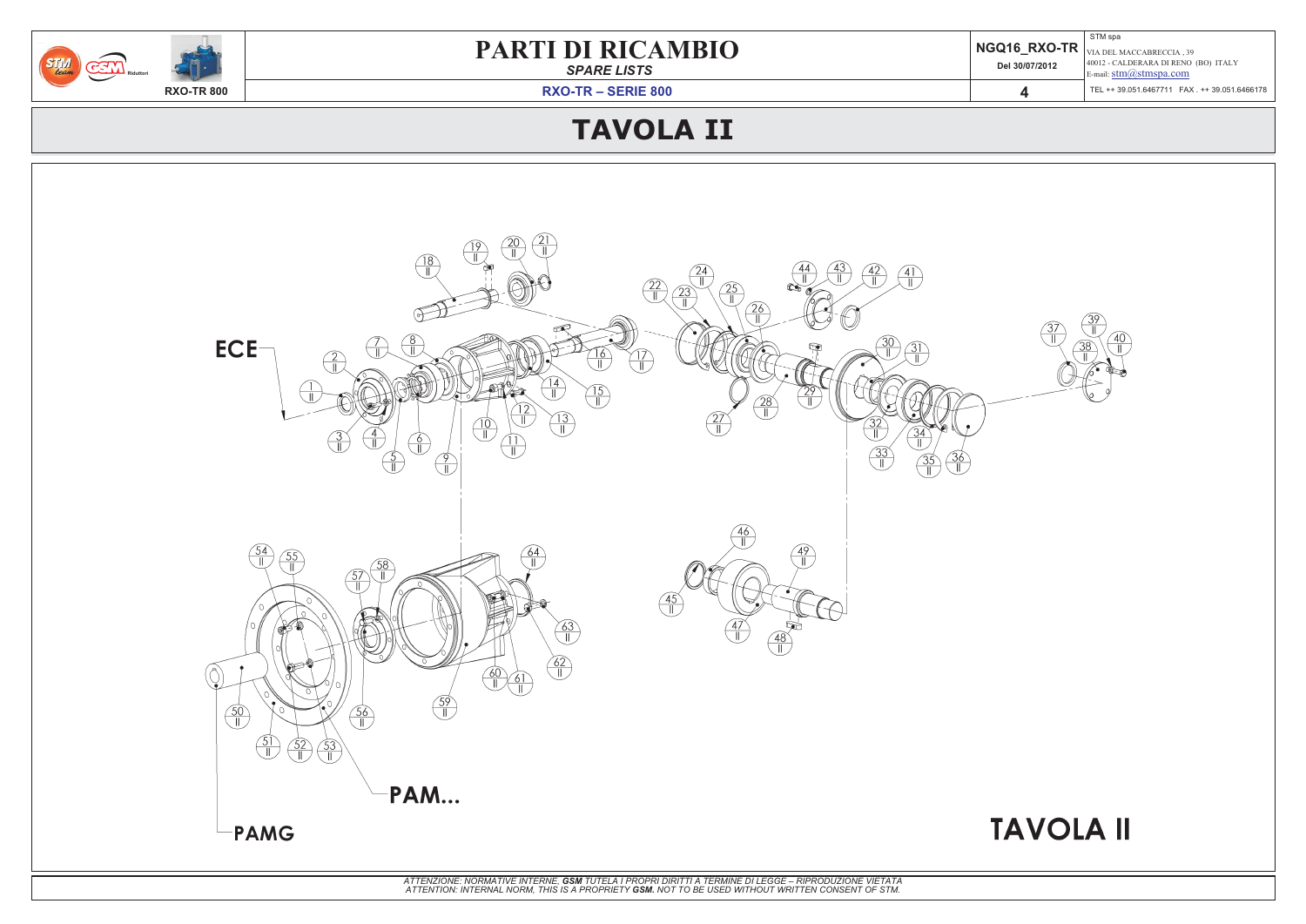# PARTI DI RICAMBIO

*SPARE LISTS*

RXO-TR 800

**RXO-TR – SERIE 800**

NGQ16_RXO-TR

Del 30/07/2012

STM spa
VIA DEL MACCABRECCIA , 39
40012 - CALDERARA DI RENO (BO) ITALY
E-mail: stm@stmspa.com
TEL ++ 39.051.6467711 FAX . ++ 39.051.6466178

## TAVOLA II

ECE

PAM...

PAMG

TAVOLA II

*ATTENZIONE: NORMATIVE INTERNE, **GSM** TUTELA I PROPRI DIRITTI A TERMINE DI LEGGE – RIPRODUZIONE VIETATA*
*ATTENTION: INTERNAL NORM, THIS IS A PROPRIETY **GSM**. NOT TO BE USED WITHOUT WRITTEN CONSENT OF STM.*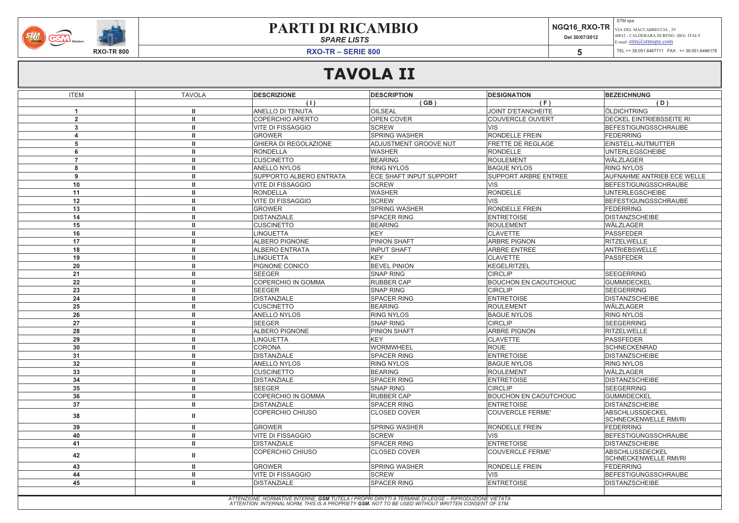# PARTI DI RICAMBIO

*SPARE LISTS*

RXO-TR 800

**RXO-TR – SERIE 800**

NGQ16_RXO-TR
Del 30/07/2012

STM spa
VIA DEL MACCABRECCIA , 39
40012 - CALDERARA DI RENO (BO) ITALY
E-mail: stm@stmspa.com
TEL ++ 39.051.6467711 FAX . ++ 39.051.6466178

# TAVOLA II

| ITEM | TAVOLA | DESCRIZIONE | DESCRIPTION | DESIGNATION | BEZEICHNUNG |
|---|---|---|---|---|---|
| | | ( I ) | ( GB ) | ( F ) | ( D ) |
| 1 | II | ANELLO DI TENUTA | OILSEAL | JOINT D'ETANCHEITE | ÖLDICHTRING |
| 2 | II | COPERCHIO APERTO | OPEN COVER | COUVERCLE OUVERT | DECKEL EINTRIEBSSEITE RI |
| 3 | II | VITE DI FISSAGGIO | SCREW | VIS | BEFESTIGUNGSSCHRAUBE |
| 4 | II | GROWER | SPRING WASHER | RONDELLE FREIN | FEDERRING |
| 5 | II | GHIERA DI REGOLAZIONE | ADJUSTMENT GROOVE NUT | FRETTE DE REGLAGE | EINSTELL-NUTMUTTER |
| 6 | II | RONDELLA | WASHER | RONDELLE | UNTERLEGSCHEIBE |
| 7 | II | CUSCINETTO | BEARING | ROULEMENT | WÄLZLAGER |
| 8 | II | ANELLO NYLOS | RING NYLOS | BAGUE NYLOS | RING NYLOS |
| 9 | II | SUPPORTO ALBERO ENTRATA | ECE SHAFT INPUT SUPPORT | SUPPORT ARBRE ENTREE | AUFNAHME ANTRIEB ECE WELLE |
| 10 | II | VITE DI FISSAGGIO | SCREW | VIS | BEFESTIGUNGSSCHRAUBE |
| 11 | II | RONDELLA | WASHER | RONDELLE | UNTERLEGSCHEIBE |
| 12 | II | VITE DI FISSAGGIO | SCREW | VIS | BEFESTIGUNGSSCHRAUBE |
| 13 | II | GROWER | SPRING WASHER | RONDELLE FREIN | FEDERRING |
| 14 | II | DISTANZIALE | SPACER RING | ENTRETOISE | DISTANZSCHEIBE |
| 15 | II | CUSCINETTO | BEARING | ROULEMENT | WÄLZLAGER |
| 16 | II | LINGUETTA | KEY | CLAVETTE | PASSFEDER |
| 17 | II | ALBERO PIGNONE | PINION SHAFT | ARBRE PIGNON | RITZELWELLE |
| 18 | II | ALBERO ENTRATA | INPUT SHAFT | ARBRE ENTREE | ANTRIEBSWELLE |
| 19 | II | LINGUETTA | KEY | CLAVETTE | PASSFEDER |
| 20 | II | PIGNONE CONICO | BEVEL PINION | KEGELRITZEL | |
| 21 | II | SEEGER | SNAP RING | CIRCLIP | SEEGERRING |
| 22 | II | COPERCHIO IN GOMMA | RUBBER CAP | BOUCHON EN CAOUTCHOUC | GUMMIDECKEL |
| 23 | II | SEEGER | SNAP RING | CIRCLIP | SEEGERRING |
| 24 | II | DISTANZIALE | SPACER RING | ENTRETOISE | DISTANZSCHEIBE |
| 25 | II | CUSCINETTO | BEARING | ROULEMENT | WÄLZLAGER |
| 26 | II | ANELLO NYLOS | RING NYLOS | BAGUE NYLOS | RING NYLOS |
| 27 | II | SEEGER | SNAP RING | CIRCLIP | SEEGERRING |
| 28 | II | ALBERO PIGNONE | PINION SHAFT | ARBRE PIGNON | RITZELWELLE |
| 29 | II | LINGUETTA | KEY | CLAVETTE | PASSFEDER |
| 30 | II | CORONA | WORMWHEEL | ROUE | SCHNECKENRAD |
| 31 | II | DISTANZIALE | SPACER RING | ENTRETOISE | DISTANZSCHEIBE |
| 32 | II | ANELLO NYLOS | RING NYLOS | BAGUE NYLOS | RING NYLOS |
| 33 | II | CUSCINETTO | BEARING | ROULEMENT | WÄLZLAGER |
| 34 | II | DISTANZIALE | SPACER RING | ENTRETOISE | DISTANZSCHEIBE |
| 35 | II | SEEGER | SNAP RING | CIRCLIP | SEEGERRING |
| 36 | II | COPERCHIO IN GOMMA | RUBBER CAP | BOUCHON EN CAOUTCHOUC | GUMMIDECKEL |
| 37 | II | DISTANZIALE | SPACER RING | ENTRETOISE | DISTANZSCHEIBE |
| 38 | II | COPERCHIO CHIUSO | CLOSED COVER | COUVERCLE FERME' | ABSCHLUSSDECKEL SCHNECKENWELLE RMI/RI |
| 39 | II | GROWER | SPRING WASHER | RONDELLE FREIN | FEDERRING |
| 40 | II | VITE DI FISSAGGIO | SCREW | VIS | BEFESTIGUNGSSCHRAUBE |
| 41 | II | DISTANZIALE | SPACER RING | ENTRETOISE | DISTANZSCHEIBE |
| 42 | II | COPERCHIO CHIUSO | CLOSED COVER | COUVERCLE FERME' | ABSCHLUSSDECKEL SCHNECKENWELLE RMI/RI |
| 43 | II | GROWER | SPRING WASHER | RONDELLE FREIN | FEDERRING |
| 44 | II | VITE DI FISSAGGIO | SCREW | VIS | BEFESTIGUNGSSCHRAUBE |
| 45 | II | DISTANZIALE | SPACER RING | ENTRETOISE | DISTANZSCHEIBE |

*ATTENZIONE: NORMATIVE INTERNE, **GSM** TUTELA I PROPRI DIRITTI A TERMINE DI LEGGE – RIPRODUZIONE VIETATA*
*ATTENTION: INTERNAL NORM, THIS IS A PROPRIETY **GSM**. NOT TO BE USED WITHOUT WRITTEN CONSENT OF STM.*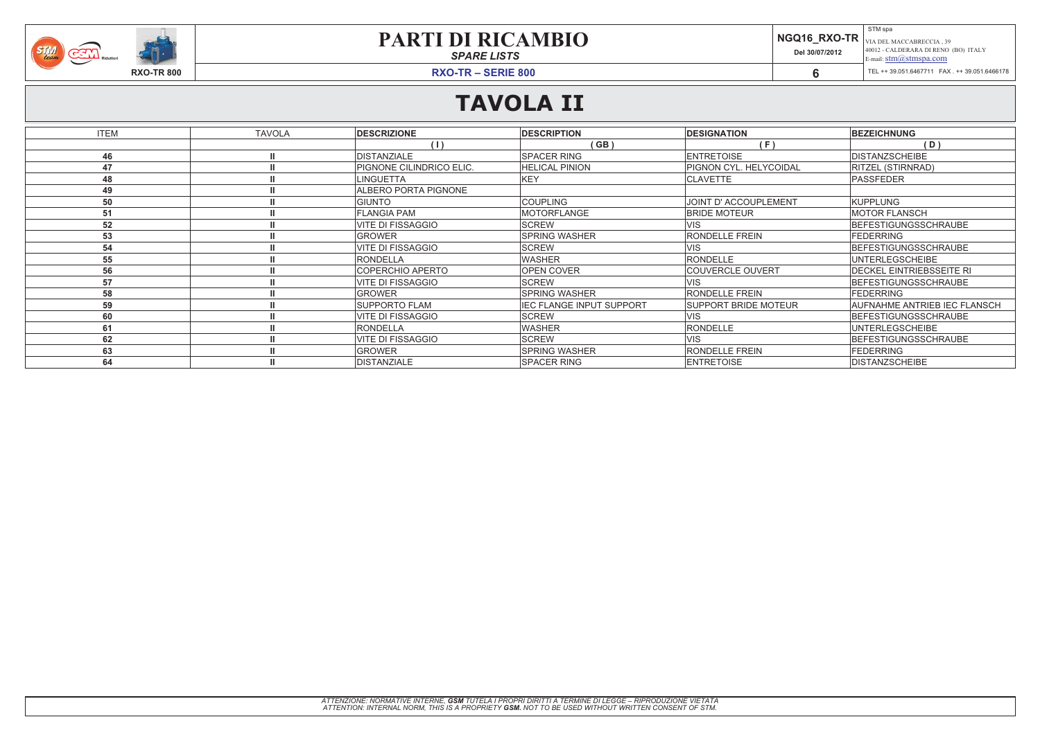# PARTI DI RICAMBIO

*SPARE LISTS*

**RXO-TR – SERIE 800**

## TAVOLA II

| ITEM | TAVOLA | DESCRIZIONE | DESCRIPTION | DESIGNATION | BEZEICHNUNG |
|---|---|---|---|---|---|
| | | ( I ) | ( GB ) | ( F ) | ( D ) |
| 46 | II | DISTANZIALE | SPACER RING | ENTRETOISE | DISTANZSCHEIBE |
| 47 | II | PIGNONE CILINDRICO ELIC. | HELICAL PINION | PIGNON CYL. HELYCOIDAL | RITZEL (STIRNRAD) |
| 48 | II | LINGUETTA | KEY | CLAVETTE | PASSFEDER |
| 49 | II | ALBERO PORTA PIGNONE | | | |
| 50 | II | GIUNTO | COUPLING | JOINT D' ACCOUPLEMENT | KUPPLUNG |
| 51 | II | FLANGIA PAM | MOTORFLANGE | BRIDE MOTEUR | MOTOR FLANSCH |
| 52 | II | VITE DI FISSAGGIO | SCREW | VIS | BEFESTIGUNGSSCHRAUBE |
| 53 | II | GROWER | SPRING WASHER | RONDELLE FREIN | FEDERRING |
| 54 | II | VITE DI FISSAGGIO | SCREW | VIS | BEFESTIGUNGSSCHRAUBE |
| 55 | II | RONDELLA | WASHER | RONDELLE | UNTERLEGSCHEIBE |
| 56 | II | COPERCHIO APERTO | OPEN COVER | COUVERCLE OUVERT | DECKEL EINTRIEBSSEITE RI |
| 57 | II | VITE DI FISSAGGIO | SCREW | VIS | BEFESTIGUNGSSCHRAUBE |
| 58 | II | GROWER | SPRING WASHER | RONDELLE FREIN | FEDERRING |
| 59 | II | SUPPORTO FLAM | IEC FLANGE INPUT SUPPORT | SUPPORT BRIDE MOTEUR | AUFNAHME ANTRIEB IEC FLANSCH |
| 60 | II | VITE DI FISSAGGIO | SCREW | VIS | BEFESTIGUNGSSCHRAUBE |
| 61 | II | RONDELLA | WASHER | RONDELLE | UNTERLEGSCHEIBE |
| 62 | II | VITE DI FISSAGGIO | SCREW | VIS | BEFESTIGUNGSSCHRAUBE |
| 63 | II | GROWER | SPRING WASHER | RONDELLE FREIN | FEDERRING |
| 64 | II | DISTANZIALE | SPACER RING | ENTRETOISE | DISTANZSCHEIBE |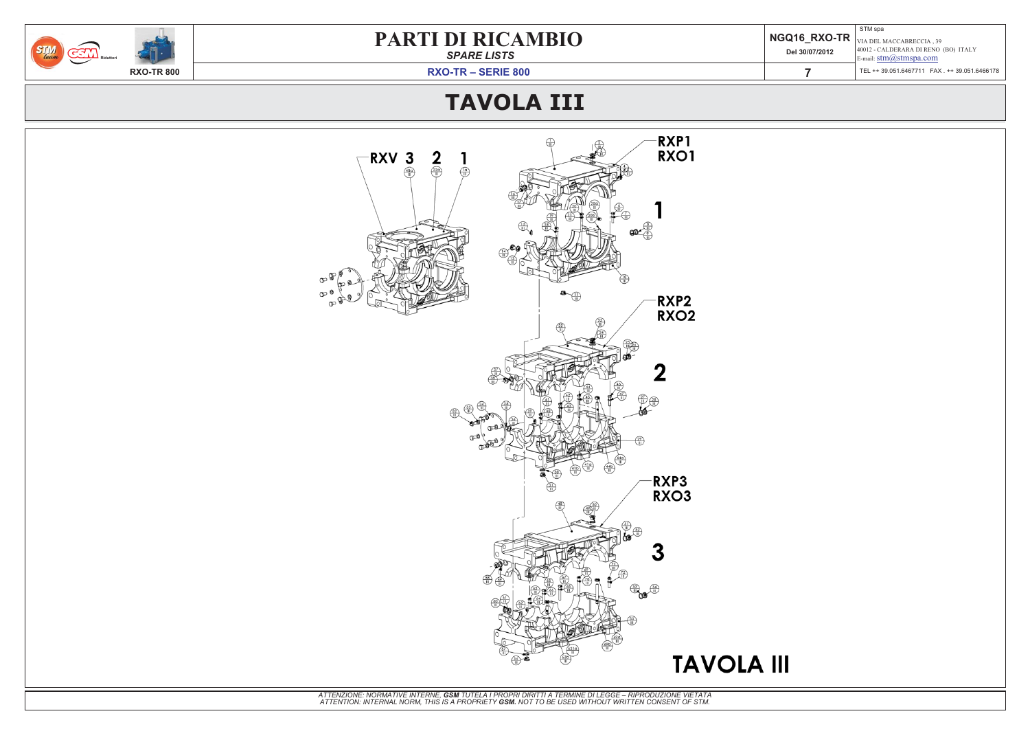# PARTI DI RICAMBIO

*SPARE LISTS*

**RXO-TR – SERIE 800**

NGQ16_RXO-TR
Del 30/07/2012

STM spa
VIA DEL MACCABRECCIA , 39
40012 - CALDERARA DI RENO (BO) ITALY
E-mail: stm@stmspa.com
TEL ++ 39.051.6467711 FAX . ++ 39.051.6466178

## TAVOLA III

RXV 3 2 1

RXP1
RXO1

1

RXP2
RXO2

2

RXP3
RXO3

3

TAVOLA III

*ATTENZIONE: NORMATIVE INTERNE, **GSM** TUTELA I PROPRI DIRITTI A TERMINE DI LEGGE – RIPRODUZIONE VIETATA*
*ATTENTION: INTERNAL NORM, THIS IS A PROPRIETY **GSM**. NOT TO BE USED WITHOUT WRITTEN CONSENT OF STM.*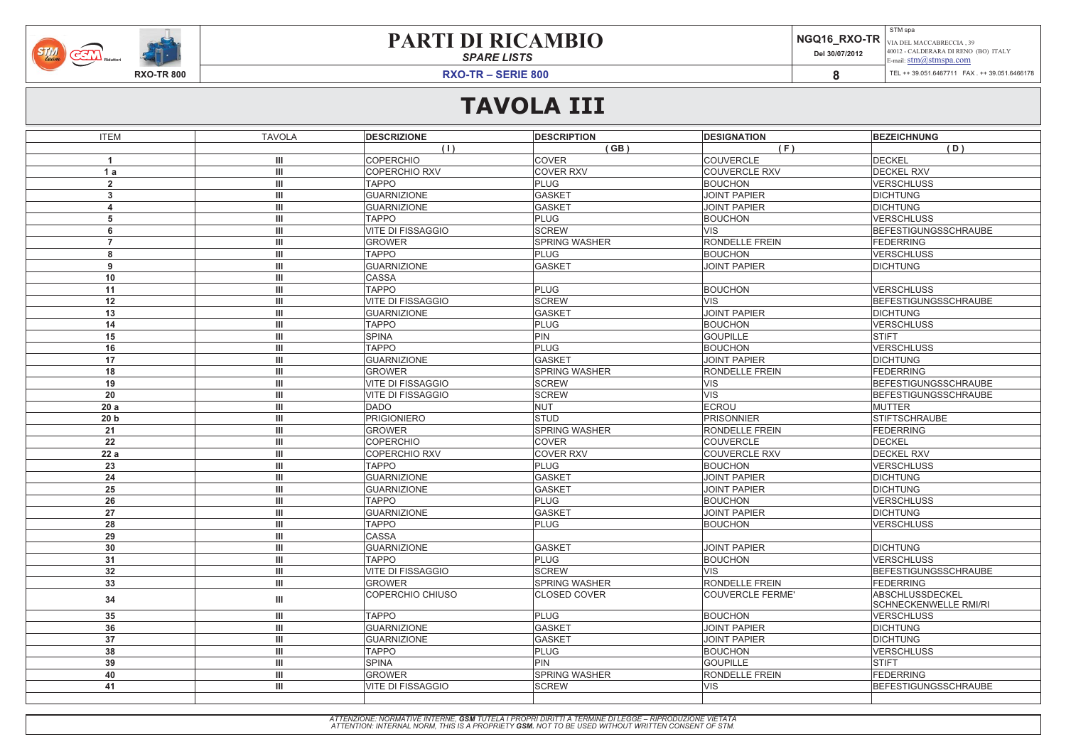# TAVOLA III

| ITEM | TAVOLA | DESCRIZIONE | DESCRIPTION | DESIGNATION | BEZEICHNUNG |
|---|---|---|---|---|---|
| | | ( I ) | ( GB ) | ( F ) | ( D ) |
| 1 | III | COPERCHIO | COVER | COUVERCLE | DECKEL |
| 1 a | III | COPERCHIO RXV | COVER RXV | COUVERCLE RXV | DECKEL RXV |
| 2 | III | TAPPO | PLUG | BOUCHON | VERSCHLUSS |
| 3 | III | GUARNIZIONE | GASKET | JOINT PAPIER | DICHTUNG |
| 4 | III | GUARNIZIONE | GASKET | JOINT PAPIER | DICHTUNG |
| 5 | III | TAPPO | PLUG | BOUCHON | VERSCHLUSS |
| 6 | III | VITE DI FISSAGGIO | SCREW | VIS | BEFESTIGUNGSSCHRAUBE |
| 7 | III | GROWER | SPRING WASHER | RONDELLE FREIN | FEDERRING |
| 8 | III | TAPPO | PLUG | BOUCHON | VERSCHLUSS |
| 9 | III | GUARNIZIONE | GASKET | JOINT PAPIER | DICHTUNG |
| 10 | III | CASSA | | | |
| 11 | III | TAPPO | PLUG | BOUCHON | VERSCHLUSS |
| 12 | III | VITE DI FISSAGGIO | SCREW | VIS | BEFESTIGUNGSSCHRAUBE |
| 13 | III | GUARNIZIONE | GASKET | JOINT PAPIER | DICHTUNG |
| 14 | III | TAPPO | PLUG | BOUCHON | VERSCHLUSS |
| 15 | III | SPINA | PIN | GOUPILLE | STIFT |
| 16 | III | TAPPO | PLUG | BOUCHON | VERSCHLUSS |
| 17 | III | GUARNIZIONE | GASKET | JOINT PAPIER | DICHTUNG |
| 18 | III | GROWER | SPRING WASHER | RONDELLE FREIN | FEDERRING |
| 19 | III | VITE DI FISSAGGIO | SCREW | VIS | BEFESTIGUNGSSCHRAUBE |
| 20 | III | VITE DI FISSAGGIO | SCREW | VIS | BEFESTIGUNGSSCHRAUBE |
| 20 a | III | DADO | NUT | ECROU | MUTTER |
| 20 b | III | PRIGIONIERO | STUD | PRISONNIER | STIFTSCHRAUBE |
| 21 | III | GROWER | SPRING WASHER | RONDELLE FREIN | FEDERRING |
| 22 | III | COPERCHIO | COVER | COUVERCLE | DECKEL |
| 22 a | III | COPERCHIO RXV | COVER RXV | COUVERCLE RXV | DECKEL RXV |
| 23 | III | TAPPO | PLUG | BOUCHON | VERSCHLUSS |
| 24 | III | GUARNIZIONE | GASKET | JOINT PAPIER | DICHTUNG |
| 25 | III | GUARNIZIONE | GASKET | JOINT PAPIER | DICHTUNG |
| 26 | III | TAPPO | PLUG | BOUCHON | VERSCHLUSS |
| 27 | III | GUARNIZIONE | GASKET | JOINT PAPIER | DICHTUNG |
| 28 | III | TAPPO | PLUG | BOUCHON | VERSCHLUSS |
| 29 | III | CASSA | | | |
| 30 | III | GUARNIZIONE | GASKET | JOINT PAPIER | DICHTUNG |
| 31 | III | TAPPO | PLUG | BOUCHON | VERSCHLUSS |
| 32 | III | VITE DI FISSAGGIO | SCREW | VIS | BEFESTIGUNGSSCHRAUBE |
| 33 | III | GROWER | SPRING WASHER | RONDELLE FREIN | FEDERRING |
| 34 | III | COPERCHIO CHIUSO | CLOSED COVER | COUVERCLE FERME' | ABSCHLUSSDECKEL SCHNECKENWELLE RMI/RI |
| 35 | III | TAPPO | PLUG | BOUCHON | VERSCHLUSS |
| 36 | III | GUARNIZIONE | GASKET | JOINT PAPIER | DICHTUNG |
| 37 | III | GUARNIZIONE | GASKET | JOINT PAPIER | DICHTUNG |
| 38 | III | TAPPO | PLUG | BOUCHON | VERSCHLUSS |
| 39 | III | SPINA | PIN | GOUPILLE | STIFT |
| 40 | III | GROWER | SPRING WASHER | RONDELLE FREIN | FEDERRING |
| 41 | III | VITE DI FISSAGGIO | SCREW | VIS | BEFESTIGUNGSSCHRAUBE |

*ATTENZIONE: NORMATIVE INTERNE, **GSM** TUTELA I PROPRI DIRITTI A TERMINE DI LEGGE – RIPRODUZIONE VIETATA*
*ATTENTION: INTERNAL NORM, THIS IS A PROPRIETY **GSM**. NOT TO BE USED WITHOUT WRITTEN CONSENT OF STM.*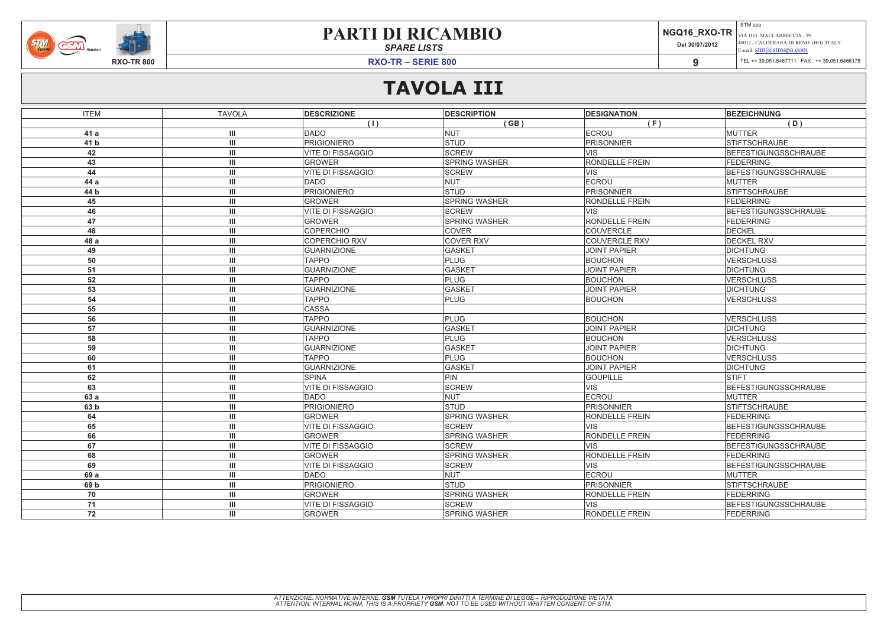# PARTI DI RICAMBIO

*SPARE LISTS*

**RXO-TR – SERIE 800**

# TAVOLA III

| ITEM | TAVOLA | DESCRIZIONE | DESCRIPTION | DESIGNATION | BEZEICHNUNG |
|---|---|---|---|---|---|
| | | ( I ) | ( GB ) | ( F ) | ( D ) |
| 41 a | III | DADO | NUT | ECROU | MUTTER |
| 41 b | III | PRIGIONIERO | STUD | PRISONNIER | STIFTSCHRAUBE |
| 42 | III | VITE DI FISSAGGIO | SCREW | VIS | BEFESTIGUNGSSCHRAUBE |
| 43 | III | GROWER | SPRING WASHER | RONDELLE FREIN | FEDERRING |
| 44 | III | VITE DI FISSAGGIO | SCREW | VIS | BEFESTIGUNGSSCHRAUBE |
| 44 a | III | DADO | NUT | ECROU | MUTTER |
| 44 b | III | PRIGIONIERO | STUD | PRISONNIER | STIFTSCHRAUBE |
| 45 | III | GROWER | SPRING WASHER | RONDELLE FREIN | FEDERRING |
| 46 | III | VITE DI FISSAGGIO | SCREW | VIS | BEFESTIGUNGSSCHRAUBE |
| 47 | III | GROWER | SPRING WASHER | RONDELLE FREIN | FEDERRING |
| 48 | III | COPERCHIO | COVER | COUVERCLE | DECKEL |
| 48 a | III | COPERCHIO RXV | COVER RXV | COUVERCLE RXV | DECKEL RXV |
| 49 | III | GUARNIZIONE | GASKET | JOINT PAPIER | DICHTUNG |
| 50 | III | TAPPO | PLUG | BOUCHON | VERSCHLUSS |
| 51 | III | GUARNIZIONE | GASKET | JOINT PAPIER | DICHTUNG |
| 52 | III | TAPPO | PLUG | BOUCHON | VERSCHLUSS |
| 53 | III | GUARNIZIONE | GASKET | JOINT PAPIER | DICHTUNG |
| 54 | III | TAPPO | PLUG | BOUCHON | VERSCHLUSS |
| 55 | III | CASSA | | | |
| 56 | III | TAPPO | PLUG | BOUCHON | VERSCHLUSS |
| 57 | III | GUARNIZIONE | GASKET | JOINT PAPIER | DICHTUNG |
| 58 | III | TAPPO | PLUG | BOUCHON | VERSCHLUSS |
| 59 | III | GUARNIZIONE | GASKET | JOINT PAPIER | DICHTUNG |
| 60 | III | TAPPO | PLUG | BOUCHON | VERSCHLUSS |
| 61 | III | GUARNIZIONE | GASKET | JOINT PAPIER | DICHTUNG |
| 62 | III | SPINA | PIN | GOUPILLE | STIFT |
| 63 | III | VITE DI FISSAGGIO | SCREW | VIS | BEFESTIGUNGSSCHRAUBE |
| 63 a | III | DADO | NUT | ECROU | MUTTER |
| 63 b | III | PRIGIONIERO | STUD | PRISONNIER | STIFTSCHRAUBE |
| 64 | III | GROWER | SPRING WASHER | RONDELLE FREIN | FEDERRING |
| 65 | III | VITE DI FISSAGGIO | SCREW | VIS | BEFESTIGUNGSSCHRAUBE |
| 66 | III | GROWER | SPRING WASHER | RONDELLE FREIN | FEDERRING |
| 67 | III | VITE DI FISSAGGIO | SCREW | VIS | BEFESTIGUNGSSCHRAUBE |
| 68 | III | GROWER | SPRING WASHER | RONDELLE FREIN | FEDERRING |
| 69 | III | VITE DI FISSAGGIO | SCREW | VIS | BEFESTIGUNGSSCHRAUBE |
| 69 a | III | DADO | NUT | ECROU | MUTTER |
| 69 b | III | PRIGIONIERO | STUD | PRISONNIER | STIFTSCHRAUBE |
| 70 | III | GROWER | SPRING WASHER | RONDELLE FREIN | FEDERRING |
| 71 | III | VITE DI FISSAGGIO | SCREW | VIS | BEFESTIGUNGSSCHRAUBE |
| 72 | III | GROWER | SPRING WASHER | RONDELLE FREIN | FEDERRING |